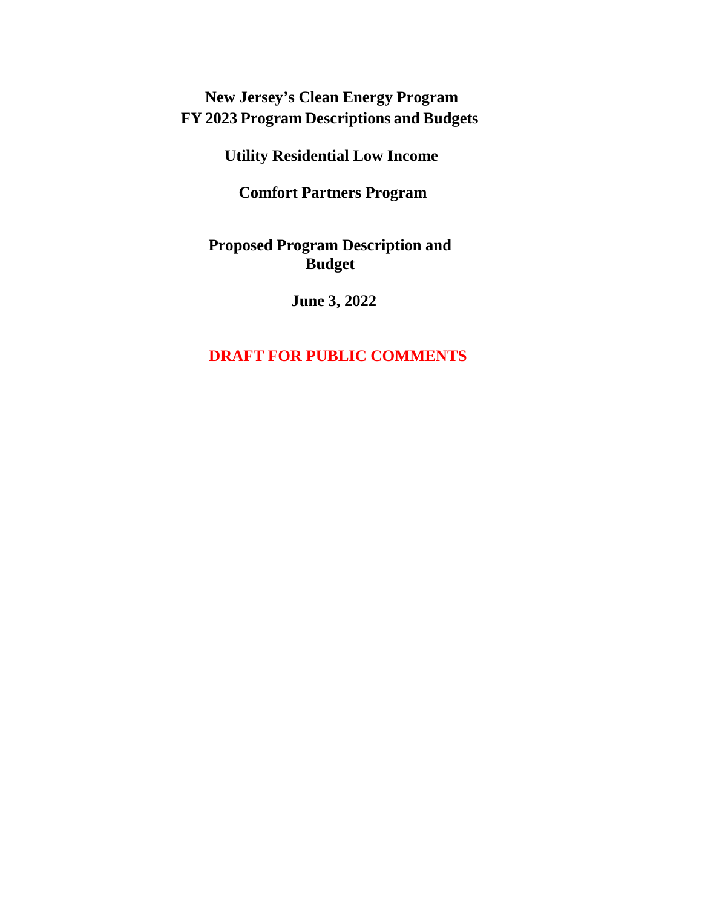# New Jersey's Clean Energy Program
# FY 2023 Program Descriptions and Budgets

## Utility Residential Low Income

## Comfort Partners Program

## Proposed Program Description and Budget

**June 3, 2022**

**DRAFT FOR PUBLIC COMMENTS**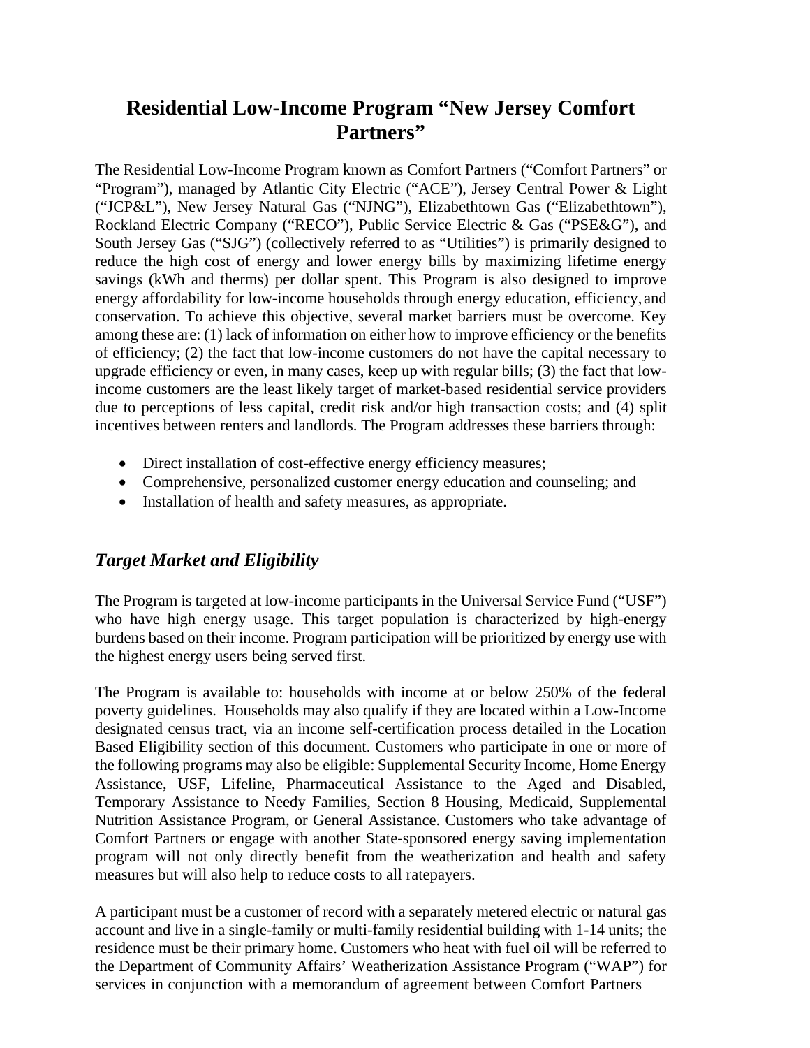# Residential Low-Income Program "New Jersey Comfort Partners"

The Residential Low-Income Program known as Comfort Partners ("Comfort Partners" or "Program"), managed by Atlantic City Electric ("ACE"), Jersey Central Power & Light ("JCP&L"), New Jersey Natural Gas ("NJNG"), Elizabethtown Gas ("Elizabethtown"), Rockland Electric Company ("RECO"), Public Service Electric & Gas ("PSE&G"), and South Jersey Gas ("SJG") (collectively referred to as "Utilities") is primarily designed to reduce the high cost of energy and lower energy bills by maximizing lifetime energy savings (kWh and therms) per dollar spent. This Program is also designed to improve energy affordability for low-income households through energy education, efficiency, and conservation. To achieve this objective, several market barriers must be overcome. Key among these are: (1) lack of information on either how to improve efficiency or the benefits of efficiency; (2) the fact that low-income customers do not have the capital necessary to upgrade efficiency or even, in many cases, keep up with regular bills; (3) the fact that low-income customers are the least likely target of market-based residential service providers due to perceptions of less capital, credit risk and/or high transaction costs; and (4) split incentives between renters and landlords. The Program addresses these barriers through:

- Direct installation of cost-effective energy efficiency measures;
- Comprehensive, personalized customer energy education and counseling; and
- Installation of health and safety measures, as appropriate.

## *Target Market and Eligibility*

The Program is targeted at low-income participants in the Universal Service Fund ("USF") who have high energy usage. This target population is characterized by high-energy burdens based on their income. Program participation will be prioritized by energy use with the highest energy users being served first.

The Program is available to: households with income at or below 250% of the federal poverty guidelines. Households may also qualify if they are located within a Low-Income designated census tract, via an income self-certification process detailed in the Location Based Eligibility section of this document. Customers who participate in one or more of the following programs may also be eligible: Supplemental Security Income, Home Energy Assistance, USF, Lifeline, Pharmaceutical Assistance to the Aged and Disabled, Temporary Assistance to Needy Families, Section 8 Housing, Medicaid, Supplemental Nutrition Assistance Program, or General Assistance. Customers who take advantage of Comfort Partners or engage with another State-sponsored energy saving implementation program will not only directly benefit from the weatherization and health and safety measures but will also help to reduce costs to all ratepayers.

A participant must be a customer of record with a separately metered electric or natural gas account and live in a single-family or multi-family residential building with 1-14 units; the residence must be their primary home. Customers who heat with fuel oil will be referred to the Department of Community Affairs' Weatherization Assistance Program ("WAP") for services in conjunction with a memorandum of agreement between Comfort Partners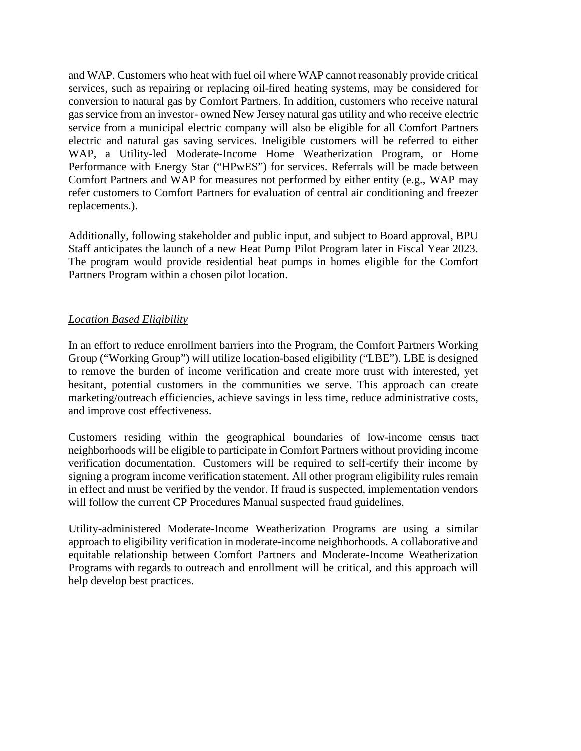and WAP. Customers who heat with fuel oil where WAP cannot reasonably provide critical services, such as repairing or replacing oil-fired heating systems, may be considered for conversion to natural gas by Comfort Partners. In addition, customers who receive natural gas service from an investor- owned New Jersey natural gas utility and who receive electric service from a municipal electric company will also be eligible for all Comfort Partners electric and natural gas saving services. Ineligible customers will be referred to either WAP, a Utility-led Moderate-Income Home Weatherization Program, or Home Performance with Energy Star ("HPwES") for services. Referrals will be made between Comfort Partners and WAP for measures not performed by either entity (e.g., WAP may refer customers to Comfort Partners for evaluation of central air conditioning and freezer replacements.).

Additionally, following stakeholder and public input, and subject to Board approval, BPU Staff anticipates the launch of a new Heat Pump Pilot Program later in Fiscal Year 2023. The program would provide residential heat pumps in homes eligible for the Comfort Partners Program within a chosen pilot location.

*Location Based Eligibility*

In an effort to reduce enrollment barriers into the Program, the Comfort Partners Working Group ("Working Group") will utilize location-based eligibility ("LBE"). LBE is designed to remove the burden of income verification and create more trust with interested, yet hesitant, potential customers in the communities we serve. This approach can create marketing/outreach efficiencies, achieve savings in less time, reduce administrative costs, and improve cost effectiveness.

Customers residing within the geographical boundaries of low-income census tract neighborhoods will be eligible to participate in Comfort Partners without providing income verification documentation. Customers will be required to self-certify their income by signing a program income verification statement. All other program eligibility rules remain in effect and must be verified by the vendor. If fraud is suspected, implementation vendors will follow the current CP Procedures Manual suspected fraud guidelines.

Utility-administered Moderate-Income Weatherization Programs are using a similar approach to eligibility verification in moderate-income neighborhoods. A collaborative and equitable relationship between Comfort Partners and Moderate-Income Weatherization Programs with regards to outreach and enrollment will be critical, and this approach will help develop best practices.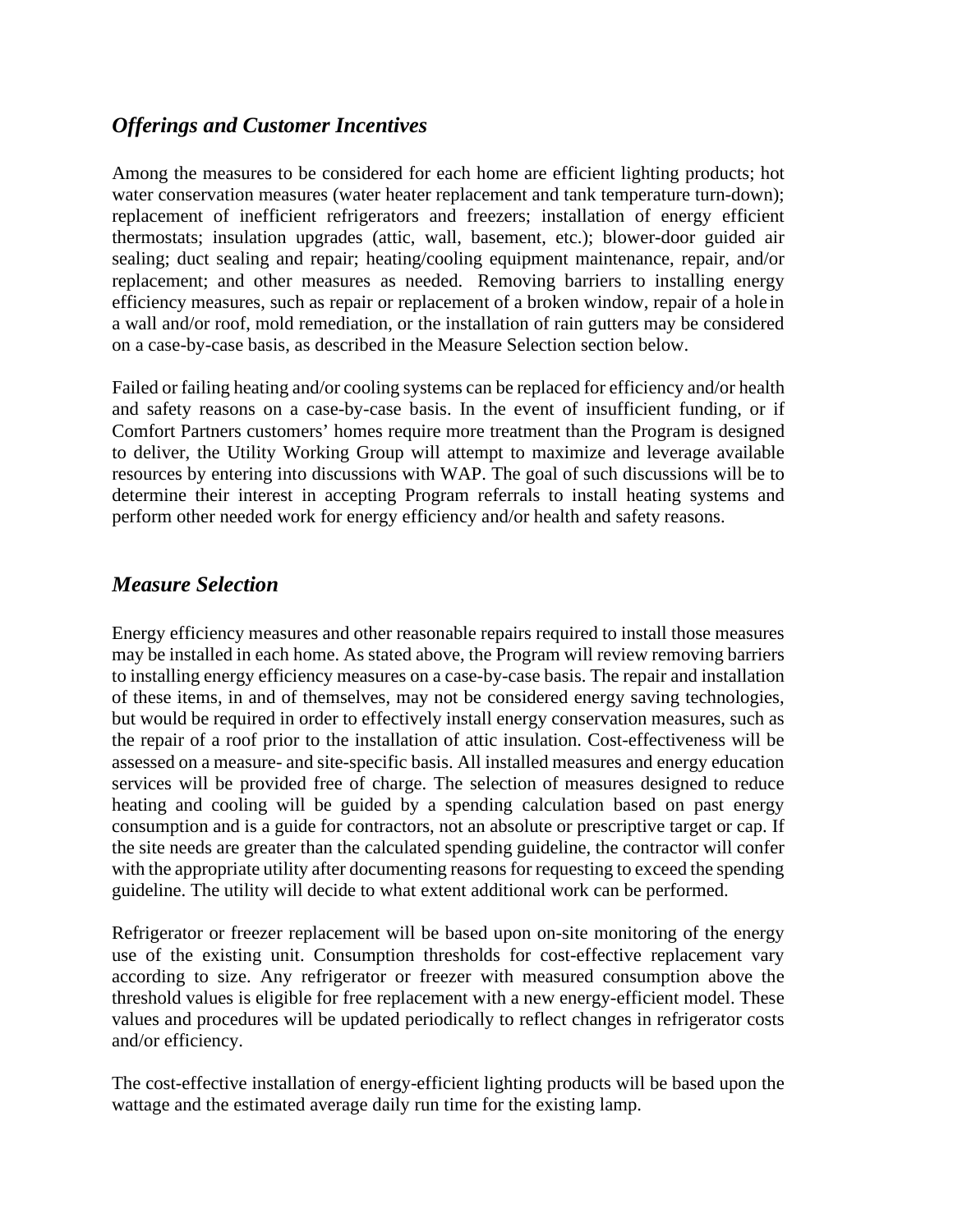## *Offerings and Customer Incentives*

Among the measures to be considered for each home are efficient lighting products; hot water conservation measures (water heater replacement and tank temperature turn-down); replacement of inefficient refrigerators and freezers; installation of energy efficient thermostats; insulation upgrades (attic, wall, basement, etc.); blower-door guided air sealing; duct sealing and repair; heating/cooling equipment maintenance, repair, and/or replacement; and other measures as needed. Removing barriers to installing energy efficiency measures, such as repair or replacement of a broken window, repair of a hole in a wall and/or roof, mold remediation, or the installation of rain gutters may be considered on a case-by-case basis, as described in the Measure Selection section below.

Failed or failing heating and/or cooling systems can be replaced for efficiency and/or health and safety reasons on a case-by-case basis. In the event of insufficient funding, or if Comfort Partners customers' homes require more treatment than the Program is designed to deliver, the Utility Working Group will attempt to maximize and leverage available resources by entering into discussions with WAP. The goal of such discussions will be to determine their interest in accepting Program referrals to install heating systems and perform other needed work for energy efficiency and/or health and safety reasons.

## *Measure Selection*

Energy efficiency measures and other reasonable repairs required to install those measures may be installed in each home. As stated above, the Program will review removing barriers to installing energy efficiency measures on a case-by-case basis. The repair and installation of these items, in and of themselves, may not be considered energy saving technologies, but would be required in order to effectively install energy conservation measures, such as the repair of a roof prior to the installation of attic insulation. Cost-effectiveness will be assessed on a measure- and site-specific basis. All installed measures and energy education services will be provided free of charge. The selection of measures designed to reduce heating and cooling will be guided by a spending calculation based on past energy consumption and is a guide for contractors, not an absolute or prescriptive target or cap. If the site needs are greater than the calculated spending guideline, the contractor will confer with the appropriate utility after documenting reasons for requesting to exceed the spending guideline. The utility will decide to what extent additional work can be performed.

Refrigerator or freezer replacement will be based upon on-site monitoring of the energy use of the existing unit. Consumption thresholds for cost-effective replacement vary according to size. Any refrigerator or freezer with measured consumption above the threshold values is eligible for free replacement with a new energy-efficient model. These values and procedures will be updated periodically to reflect changes in refrigerator costs and/or efficiency.

The cost-effective installation of energy-efficient lighting products will be based upon the wattage and the estimated average daily run time for the existing lamp.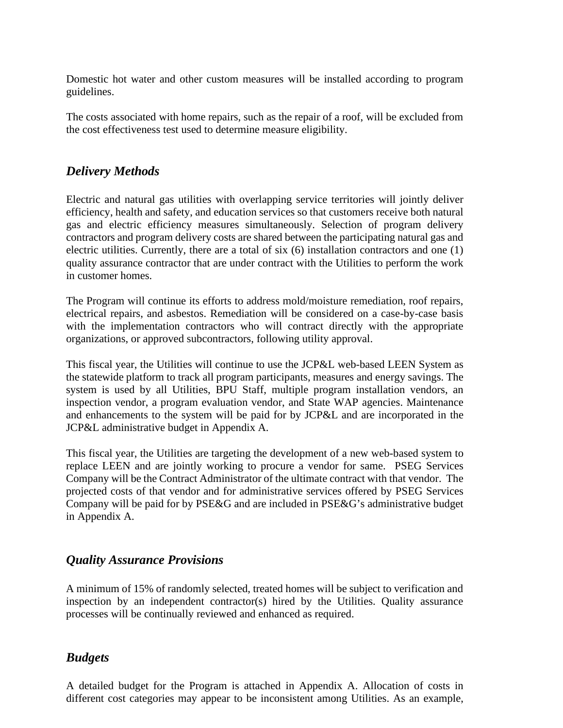Domestic hot water and other custom measures will be installed according to program guidelines.

The costs associated with home repairs, such as the repair of a roof, will be excluded from the cost effectiveness test used to determine measure eligibility.

## *Delivery Methods*

Electric and natural gas utilities with overlapping service territories will jointly deliver efficiency, health and safety, and education services so that customers receive both natural gas and electric efficiency measures simultaneously. Selection of program delivery contractors and program delivery costs are shared between the participating natural gas and electric utilities. Currently, there are a total of six (6) installation contractors and one (1) quality assurance contractor that are under contract with the Utilities to perform the work in customer homes.

The Program will continue its efforts to address mold/moisture remediation, roof repairs, electrical repairs, and asbestos. Remediation will be considered on a case-by-case basis with the implementation contractors who will contract directly with the appropriate organizations, or approved subcontractors, following utility approval.

This fiscal year, the Utilities will continue to use the JCP&L web-based LEEN System as the statewide platform to track all program participants, measures and energy savings. The system is used by all Utilities, BPU Staff, multiple program installation vendors, an inspection vendor, a program evaluation vendor, and State WAP agencies. Maintenance and enhancements to the system will be paid for by JCP&L and are incorporated in the JCP&L administrative budget in Appendix A.

This fiscal year, the Utilities are targeting the development of a new web-based system to replace LEEN and are jointly working to procure a vendor for same. PSEG Services Company will be the Contract Administrator of the ultimate contract with that vendor. The projected costs of that vendor and for administrative services offered by PSEG Services Company will be paid for by PSE&G and are included in PSE&G's administrative budget in Appendix A.

## *Quality Assurance Provisions*

A minimum of 15% of randomly selected, treated homes will be subject to verification and inspection by an independent contractor(s) hired by the Utilities. Quality assurance processes will be continually reviewed and enhanced as required.

## *Budgets*

A detailed budget for the Program is attached in Appendix A. Allocation of costs in different cost categories may appear to be inconsistent among Utilities. As an example,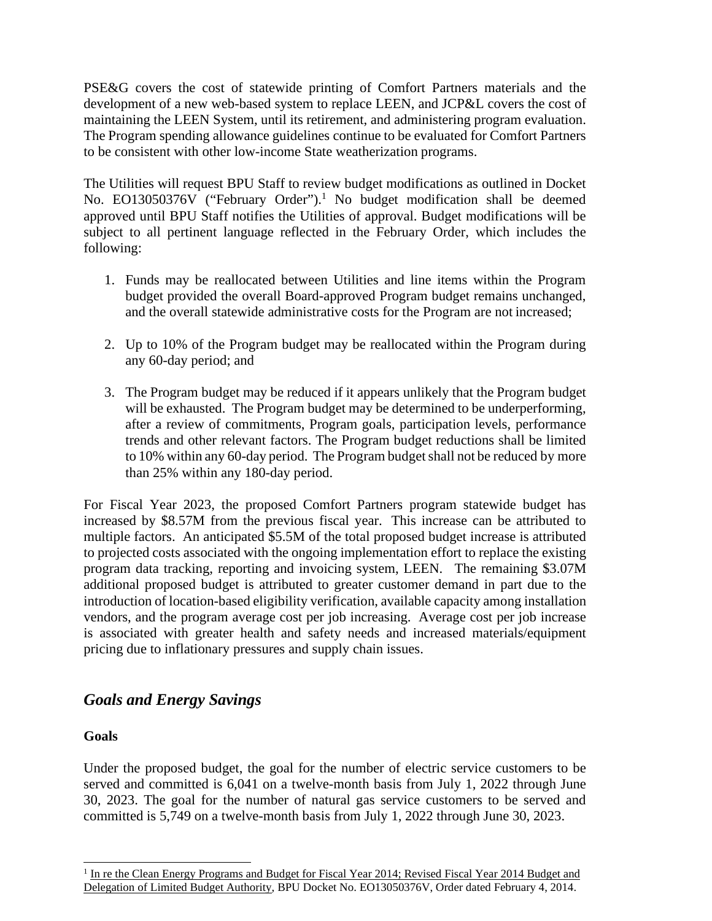PSE&G covers the cost of statewide printing of Comfort Partners materials and the development of a new web-based system to replace LEEN, and JCP&L covers the cost of maintaining the LEEN System, until its retirement, and administering program evaluation. The Program spending allowance guidelines continue to be evaluated for Comfort Partners to be consistent with other low-income State weatherization programs.

The Utilities will request BPU Staff to review budget modifications as outlined in Docket No. EO13050376V ("February Order").[1] No budget modification shall be deemed approved until BPU Staff notifies the Utilities of approval. Budget modifications will be subject to all pertinent language reflected in the February Order, which includes the following:

1. Funds may be reallocated between Utilities and line items within the Program budget provided the overall Board-approved Program budget remains unchanged, and the overall statewide administrative costs for the Program are not increased;

2. Up to 10% of the Program budget may be reallocated within the Program during any 60-day period; and

3. The Program budget may be reduced if it appears unlikely that the Program budget will be exhausted. The Program budget may be determined to be underperforming, after a review of commitments, Program goals, participation levels, performance trends and other relevant factors. The Program budget reductions shall be limited to 10% within any 60-day period. The Program budget shall not be reduced by more than 25% within any 180-day period.

For Fiscal Year 2023, the proposed Comfort Partners program statewide budget has increased by $8.57M from the previous fiscal year. This increase can be attributed to multiple factors. An anticipated $5.5M of the total proposed budget increase is attributed to projected costs associated with the ongoing implementation effort to replace the existing program data tracking, reporting and invoicing system, LEEN. The remaining $3.07M additional proposed budget is attributed to greater customer demand in part due to the introduction of location-based eligibility verification, available capacity among installation vendors, and the program average cost per job increasing. Average cost per job increase is associated with greater health and safety needs and increased materials/equipment pricing due to inflationary pressures and supply chain issues.

## *Goals and Energy Savings*

### Goals

Under the proposed budget, the goal for the number of electric service customers to be served and committed is 6,041 on a twelve-month basis from July 1, 2022 through June 30, 2023. The goal for the number of natural gas service customers to be served and committed is 5,749 on a twelve-month basis from July 1, 2022 through June 30, 2023.

---

[1] In re the Clean Energy Programs and Budget for Fiscal Year 2014; Revised Fiscal Year 2014 Budget and Delegation of Limited Budget Authority, BPU Docket No. EO13050376V, Order dated February 4, 2014.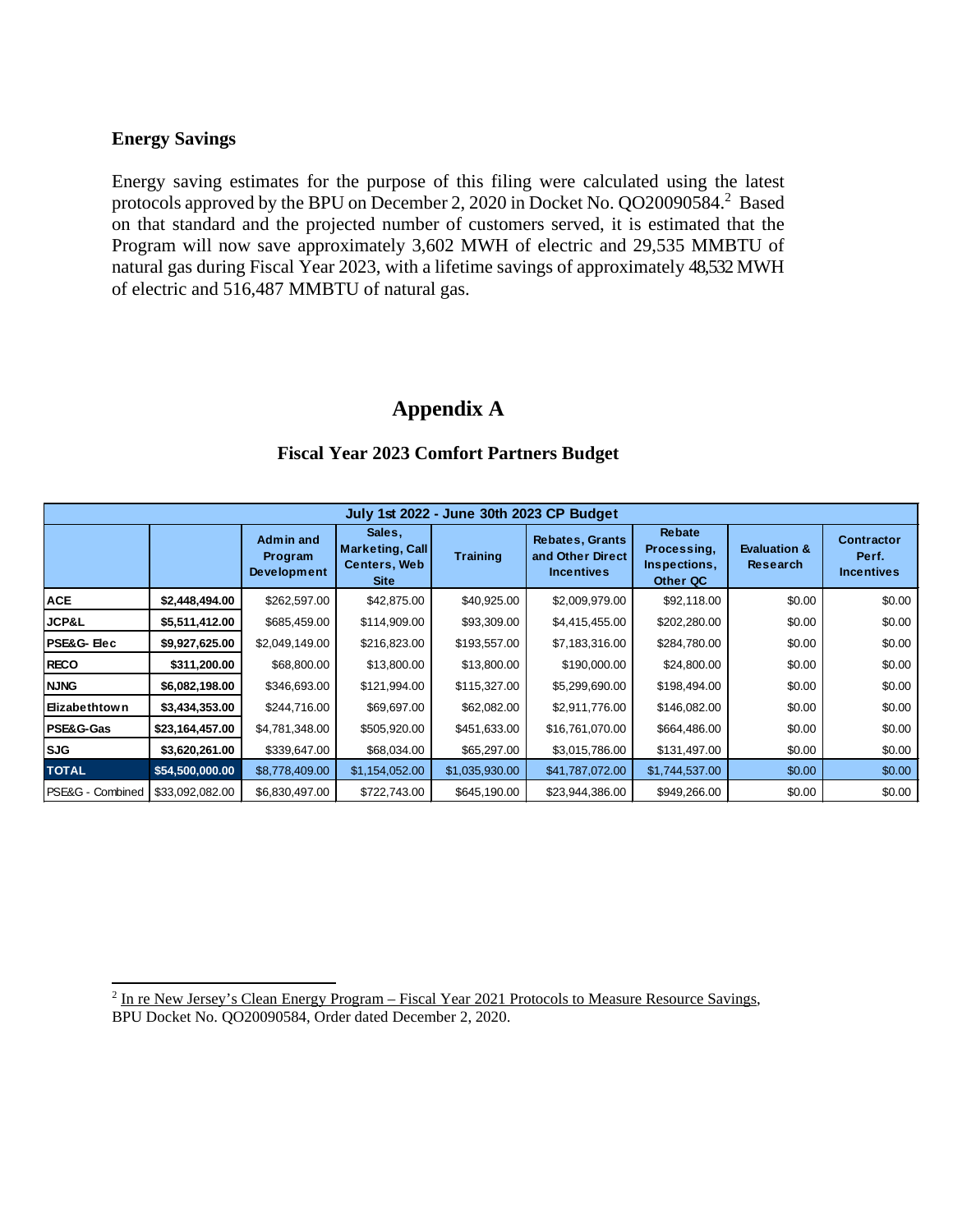### Energy Savings

Energy saving estimates for the purpose of this filing were calculated using the latest protocols approved by the BPU on December 2, 2020 in Docket No. QO20090584.[2] Based on that standard and the projected number of customers served, it is estimated that the Program will now save approximately 3,602 MWH of electric and 29,535 MMBTU of natural gas during Fiscal Year 2023, with a lifetime savings of approximately 48,532 MWH of electric and 516,487 MMBTU of natural gas.

# Appendix A

## Fiscal Year 2023 Comfort Partners Budget

| July 1st 2022 - June 30th 2023 CP Budget | | | | | | | | | |
|---|---|---|---|---|---|---|---|---|---|
| | | Admin and Program Development | Sales, Marketing, Call Centers, Web Site | Training | Rebates, Grants and Other Direct Incentives | Rebate Processing, Inspections, Other QC | Evaluation & Research | Contractor Perf. Incentives |
| **ACE** | **$2,448,494.00** | $262,597.00 | $42,875.00 | $40,925.00 | $2,009,979.00 | $92,118.00 | $0.00 | $0.00 |
| **JCP&L** | **$5,511,412.00** | $685,459.00 | $114,909.00 | $93,309.00 | $4,415,455.00 | $202,280.00 | $0.00 | $0.00 |
| **PSE&G- Elec** | **$9,927,625.00** | $2,049,149.00 | $216,823.00 | $193,557.00 | $7,183,316.00 | $284,780.00 | $0.00 | $0.00 |
| **RECO** | **$311,200.00** | $68,800.00 | $13,800.00 | $13,800.00 | $190,000.00 | $24,800.00 | $0.00 | $0.00 |
| **NJNG** | **$6,082,198.00** | $346,693.00 | $121,994.00 | $115,327.00 | $5,299,690.00 | $198,494.00 | $0.00 | $0.00 |
| **Elizabethtown** | **$3,434,353.00** | $244,716.00 | $69,697.00 | $62,082.00 | $2,911,776.00 | $146,082.00 | $0.00 | $0.00 |
| **PSE&G-Gas** | **$23,164,457.00** | $4,781,348.00 | $505,920.00 | $451,633.00 | $16,761,070.00 | $664,486.00 | $0.00 | $0.00 |
| **SJG** | **$3,620,261.00** | $339,647.00 | $68,034.00 | $65,297.00 | $3,015,786.00 | $131,497.00 | $0.00 | $0.00 |
| **TOTAL** | **$54,500,000.00** | $8,778,409.00 | $1,154,052.00 | $1,035,930.00 | $41,787,072.00 | $1,744,537.00 | $0.00 | $0.00 |
| PSE&G - Combined | $33,092,082.00 | $6,830,497.00 | $722,743.00 | $645,190.00 | $23,944,386.00 | $949,266.00 | $0.00 | $0.00 |

[2] In re New Jersey's Clean Energy Program – Fiscal Year 2021 Protocols to Measure Resource Savings, BPU Docket No. QO20090584, Order dated December 2, 2020.